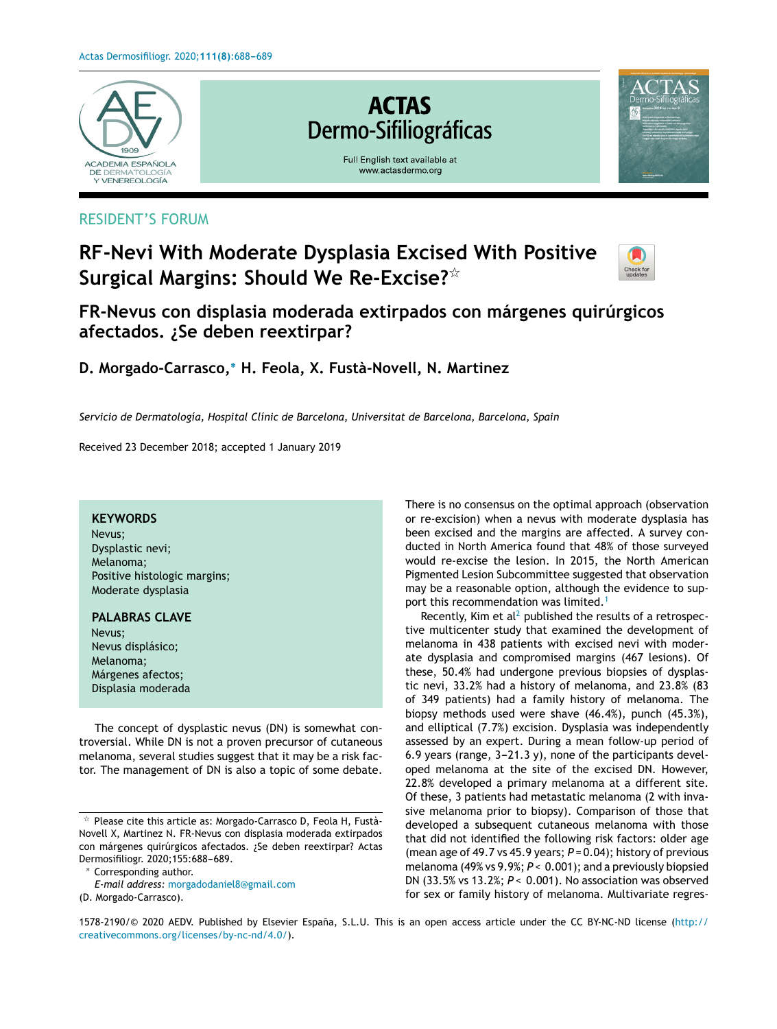RESIDENT'S FORUM

# RF-Nevi With Moderate Dysplasia Excised With Positive Surgical Margins: Should We Re-Excise?☆

## FR-Nevus con displasia moderada extirpados con márgenes quirúrgicos afectados. ¿Se deben reextirpar?

**D. Morgado-Carrasco,* H. Feola, X. Fustà-Novell, N. Martinez**

*Servicio de Dermatología, Hospital Clínic de Barcelona, Universitat de Barcelona, Barcelona, Spain*

Received 23 December 2018; accepted 1 January 2019

**KEYWORDS**
Nevus;
Dysplastic nevi;
Melanoma;
Positive histologic margins;
Moderate dysplasia

**PALABRAS CLAVE**
Nevus;
Nevus displásico;
Melanoma;
Márgenes afectos;
Displasia moderada

The concept of dysplastic nevus (DN) is somewhat controversial. While DN is not a proven precursor of cutaneous melanoma, several studies suggest that it may be a risk factor. The management of DN is also a topic of some debate.

There is no consensus on the optimal approach (observation or re-excision) when a nevus with moderate dysplasia has been excised and the margins are affected. A survey conducted in North America found that 48% of those surveyed would re-excise the lesion. In 2015, the North American Pigmented Lesion Subcommittee suggested that observation may be a reasonable option, although the evidence to support this recommendation was limited.[1]

Recently, Kim et al[2] published the results of a retrospective multicenter study that examined the development of melanoma in 438 patients with excised nevi with moderate dysplasia and compromised margins (467 lesions). Of these, 50.4% had undergone previous biopsies of dysplastic nevi, 33.2% had a history of melanoma, and 23.8% (83 of 349 patients) had a family history of melanoma. The biopsy methods used were shave (46.4%), punch (45.3%), and elliptical (7.7%) excision. Dysplasia was independently assessed by an expert. During a mean follow-up period of 6.9 years (range, 3–21.3 y), none of the participants developed melanoma at the site of the excised DN. However, 22.8% developed a primary melanoma at a different site. Of these, 3 patients had metastatic melanoma (2 with invasive melanoma prior to biopsy). Comparison of those that developed a subsequent cutaneous melanoma with those that did not identified the following risk factors: older age (mean age of 49.7 vs 45.9 years; $P = 0.04$); history of previous melanoma (49% vs 9.9%; $P < 0.001$); and a previously biopsied DN (33.5% vs 13.2%; $P < 0.001$). No association was observed for sex or family history of melanoma. Multivariate regres-

☆ Please cite this article as: Morgado-Carrasco D, Feola H, Fustà-Novell X, Martinez N. FR-Nevus con displasia moderada extirpados con márgenes quirúrgicos afectados. ¿Se deben reextirpar? Actas Dermosifiliogr. 2020;155:688–689.

* Corresponding author.
*E-mail address:* morgadodaniel8@gmail.com (D. Morgado-Carrasco).

1578-2190/© 2020 AEDV. Published by Elsevier España, S.L.U. This is an open access article under the CC BY-NC-ND license (http://creativecommons.org/licenses/by-nc-nd/4.0/).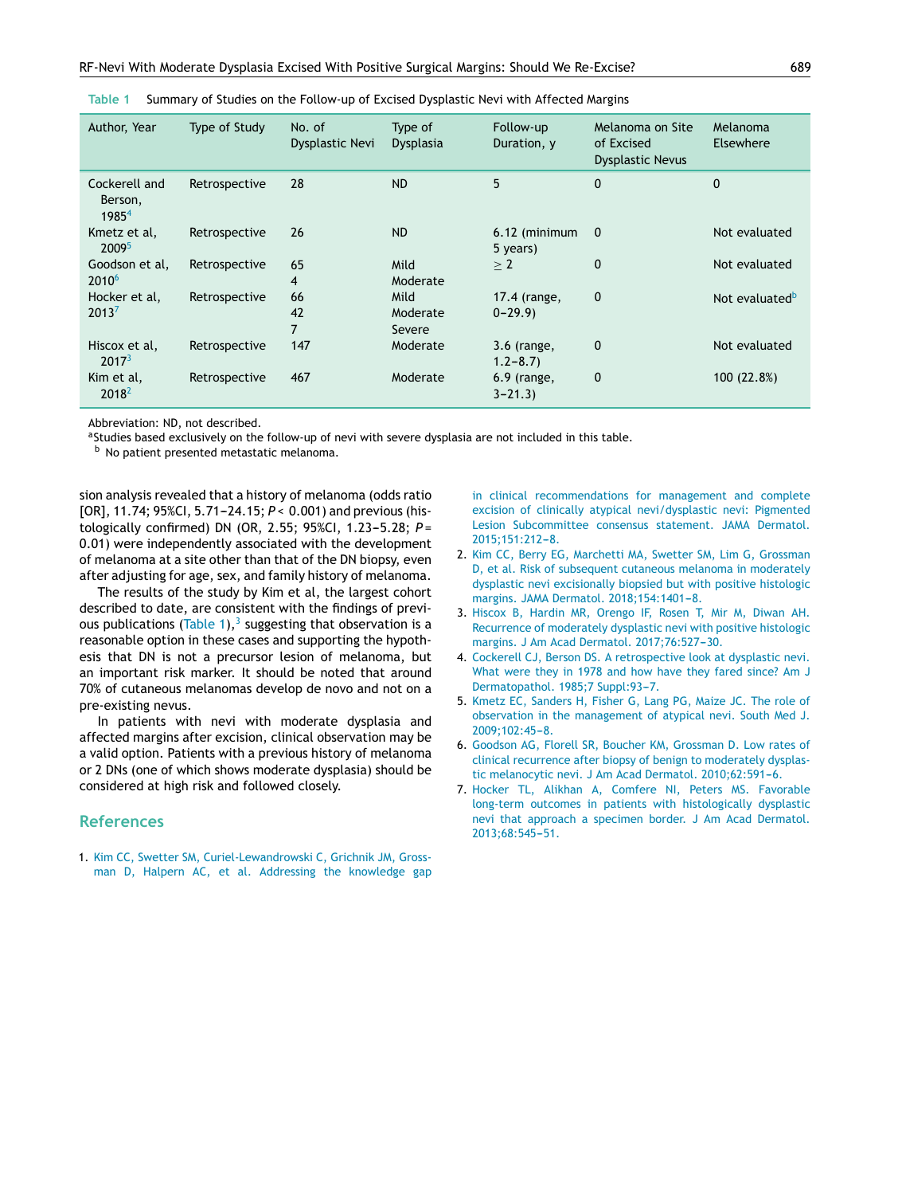**Table 1** Summary of Studies on the Follow-up of Excised Dysplastic Nevi with Affected Margins

| Author, Year | Type of Study | No. of Dysplastic Nevi | Type of Dysplasia | Follow-up Duration, y | Melanoma on Site of Excised Dysplastic Nevus | Melanoma Elsewhere |
|---|---|---|---|---|---|---|
| Cockerell and Berson, 1985[4] | Retrospective | 28 | ND | 5 | 0 | 0 |
| Kmetz et al, 2009[5] | Retrospective | 26 | ND | 6.12 (minimum 5 years) | 0 | Not evaluated |
| Goodson et al, 2010[6] | Retrospective | 65<br>4 | Mild<br>Moderate | ≥ 2 | 0 | Not evaluated |
| Hocker et al, 2013[7] | Retrospective | 66<br>42<br>7 | Mild<br>Moderate<br>Severe | 17.4 (range, 0–29.9) | 0 | Not evaluated[b] |
| Hiscox et al, 2017[3] | Retrospective | 147 | Moderate | 3.6 (range, 1.2–8.7) | 0 | Not evaluated |
| Kim et al, 2018[2] | Retrospective | 467 | Moderate | 6.9 (range, 3–21.3) | 0 | 100 (22.8%) |

Abbreviation: ND, not described.
[a]Studies based exclusively on the follow-up of nevi with severe dysplasia are not included in this table.
[b] No patient presented metastatic melanoma.

sion analysis revealed that a history of melanoma (odds ratio [OR], 11.74; 95%CI, 5.71–24.15; $P < 0.001$) and previous (histologically confirmed) DN (OR, 2.55; 95%CI, 1.23–5.28; $P = 0.01$) were independently associated with the development of melanoma at a site other than that of the DN biopsy, even after adjusting for age, sex, and family history of melanoma.

The results of the study by Kim et al, the largest cohort described to date, are consistent with the findings of previous publications (Table 1),[3] suggesting that observation is a reasonable option in these cases and supporting the hypothesis that DN is not a precursor lesion of melanoma, but an important risk marker. It should be noted that around 70% of cutaneous melanomas develop de novo and not on a pre-existing nevus.

In patients with nevi with moderate dysplasia and affected margins after excision, clinical observation may be a valid option. Patients with a previous history of melanoma or 2 DNs (one of which shows moderate dysplasia) should be considered at high risk and followed closely.

## References

1. Kim CC, Swetter SM, Curiel-Lewandrowski C, Grichnik JM, Grossman D, Halpern AC, et al. Addressing the knowledge gap in clinical recommendations for management and complete excision of clinically atypical nevi/dysplastic nevi: Pigmented Lesion Subcommittee consensus statement. JAMA Dermatol. 2015;151:212–8.
2. Kim CC, Berry EG, Marchetti MA, Swetter SM, Lim G, Grossman D, et al. Risk of subsequent cutaneous melanoma in moderately dysplastic nevi excisionally biopsied but with positive histologic margins. JAMA Dermatol. 2018;154:1401–8.
3. Hiscox B, Hardin MR, Orengo IF, Rosen T, Mir M, Diwan AH. Recurrence of moderately dysplastic nevi with positive histologic margins. J Am Acad Dermatol. 2017;76:527–30.
4. Cockerell CJ, Berson DS. A retrospective look at dysplastic nevi. What were they in 1978 and how have they fared since? Am J Dermatopathol. 1985;7 Suppl:93–7.
5. Kmetz EC, Sanders H, Fisher G, Lang PG, Maize JC. The role of observation in the management of atypical nevi. South Med J. 2009;102:45–8.
6. Goodson AG, Florell SR, Boucher KM, Grossman D. Low rates of clinical recurrence after biopsy of benign to moderately dysplastic melanocytic nevi. J Am Acad Dermatol. 2010;62:591–6.
7. Hocker TL, Alikhan A, Comfere NI, Peters MS. Favorable long-term outcomes in patients with histologically dysplastic nevi that approach a specimen border. J Am Acad Dermatol. 2013;68:545–51.